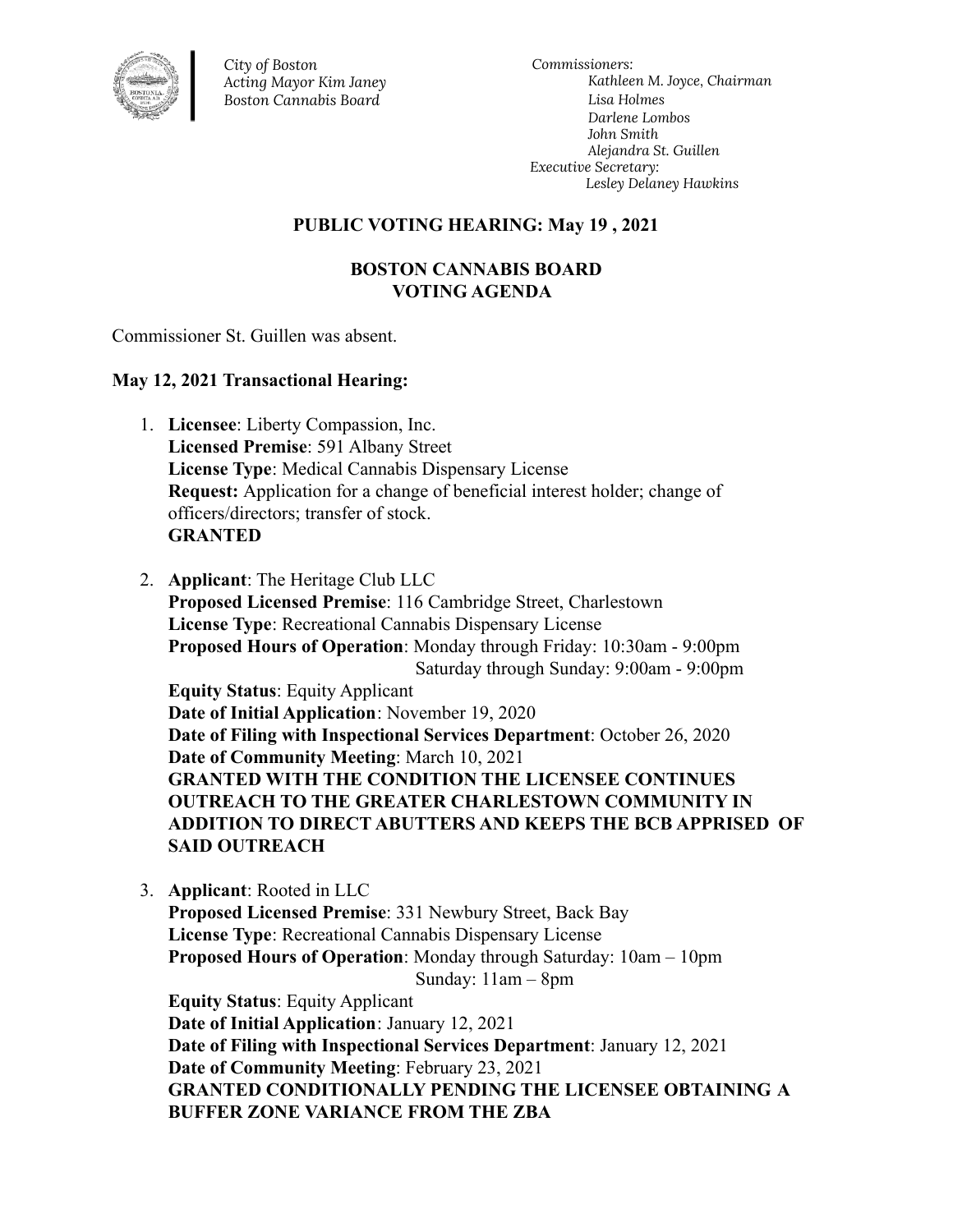*City of Boston*
*Acting Mayor Kim Janey*
*Boston Cannabis Board*

*Commissioners:*
*Kathleen M. Joyce, Chairman*
*Lisa Holmes*
*Darlene Lombos*
*John Smith*
*Alejandra St. Guillen*
*Executive Secretary:*
*Lesley Delaney Hawkins*

**PUBLIC VOTING HEARING: May 19 , 2021**

**BOSTON CANNABIS BOARD**
**VOTING AGENDA**

Commissioner St. Guillen was absent.

**May 12, 2021 Transactional Hearing:**

1. **Licensee**: Liberty Compassion, Inc.
   **Licensed Premise**: 591 Albany Street
   **License Type**: Medical Cannabis Dispensary License
   **Request:** Application for a change of beneficial interest holder; change of officers/directors; transfer of stock.
   **GRANTED**

2. **Applicant**: The Heritage Club LLC
   **Proposed Licensed Premise**: 116 Cambridge Street, Charlestown
   **License Type**: Recreational Cannabis Dispensary License
   **Proposed Hours of Operation**: Monday through Friday: 10:30am - 9:00pm
   Saturday through Sunday: 9:00am - 9:00pm
   **Equity Status**: Equity Applicant
   **Date of Initial Application**: November 19, 2020
   **Date of Filing with Inspectional Services Department**: October 26, 2020
   **Date of Community Meeting**: March 10, 2021
   **GRANTED WITH THE CONDITION THE LICENSEE CONTINUES OUTREACH TO THE GREATER CHARLESTOWN COMMUNITY IN ADDITION TO DIRECT ABUTTERS AND KEEPS THE BCB APPRISED OF SAID OUTREACH**

3. **Applicant**: Rooted in LLC
   **Proposed Licensed Premise**: 331 Newbury Street, Back Bay
   **License Type**: Recreational Cannabis Dispensary License
   **Proposed Hours of Operation**: Monday through Saturday: 10am – 10pm
   Sunday: 11am – 8pm
   **Equity Status**: Equity Applicant
   **Date of Initial Application**: January 12, 2021
   **Date of Filing with Inspectional Services Department**: January 12, 2021
   **Date of Community Meeting**: February 23, 2021
   **GRANTED CONDITIONALLY PENDING THE LICENSEE OBTAINING A BUFFER ZONE VARIANCE FROM THE ZBA**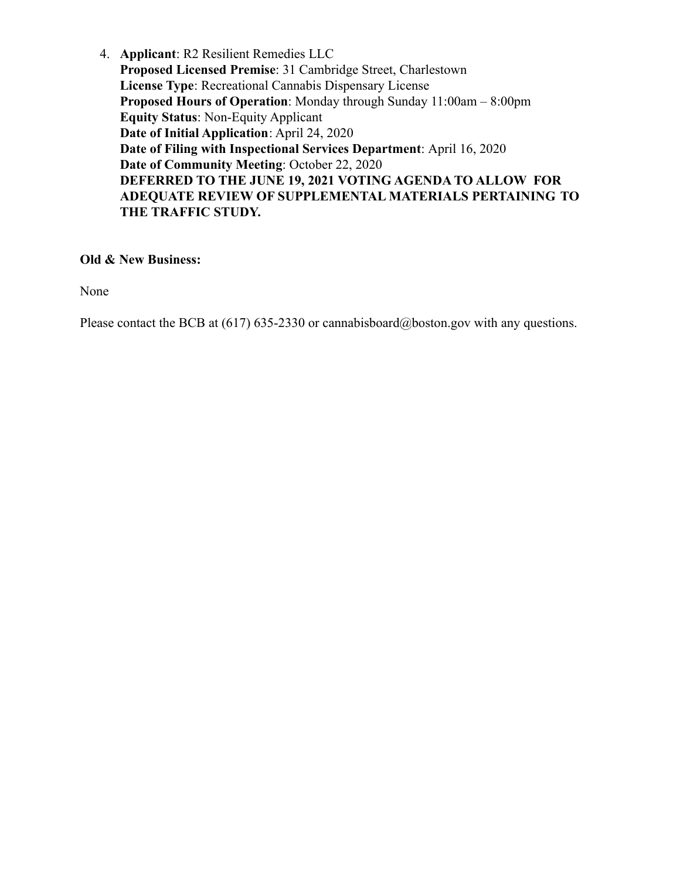4. **Applicant**: R2 Resilient Remedies LLC
   **Proposed Licensed Premise**: 31 Cambridge Street, Charlestown
   **License Type**: Recreational Cannabis Dispensary License
   **Proposed Hours of Operation**: Monday through Sunday 11:00am – 8:00pm
   **Equity Status**: Non-Equity Applicant
   **Date of Initial Application**: April 24, 2020
   **Date of Filing with Inspectional Services Department**: April 16, 2020
   **Date of Community Meeting**: October 22, 2020
   **DEFERRED TO THE JUNE 19, 2021 VOTING AGENDA TO ALLOW FOR ADEQUATE REVIEW OF SUPPLEMENTAL MATERIALS PERTAINING TO THE TRAFFIC STUDY.**

**Old & New Business:**

None

Please contact the BCB at (617) 635-2330 or cannabisboard@boston.gov with any questions.